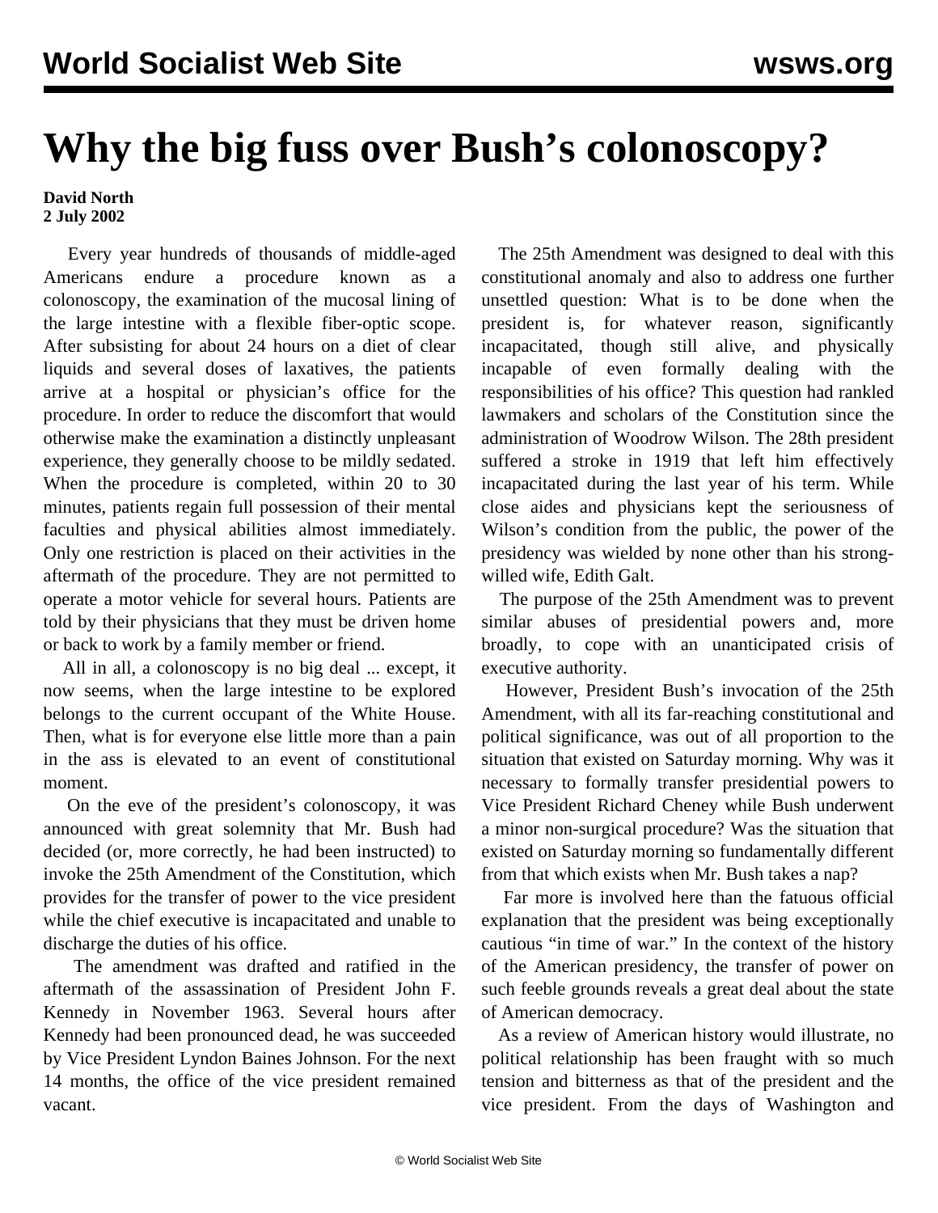# Why the big fuss over Bush's colonoscopy?

**David North**
**2 July 2002**

Every year hundreds of thousands of middle-aged Americans endure a procedure known as a colonoscopy, the examination of the mucosal lining of the large intestine with a flexible fiber-optic scope. After subsisting for about 24 hours on a diet of clear liquids and several doses of laxatives, the patients arrive at a hospital or physician's office for the procedure. In order to reduce the discomfort that would otherwise make the examination a distinctly unpleasant experience, they generally choose to be mildly sedated. When the procedure is completed, within 20 to 30 minutes, patients regain full possession of their mental faculties and physical abilities almost immediately. Only one restriction is placed on their activities in the aftermath of the procedure. They are not permitted to operate a motor vehicle for several hours. Patients are told by their physicians that they must be driven home or back to work by a family member or friend.

All in all, a colonoscopy is no big deal ... except, it now seems, when the large intestine to be explored belongs to the current occupant of the White House. Then, what is for everyone else little more than a pain in the ass is elevated to an event of constitutional moment.

On the eve of the president's colonoscopy, it was announced with great solemnity that Mr. Bush had decided (or, more correctly, he had been instructed) to invoke the 25th Amendment of the Constitution, which provides for the transfer of power to the vice president while the chief executive is incapacitated and unable to discharge the duties of his office.

The amendment was drafted and ratified in the aftermath of the assassination of President John F. Kennedy in November 1963. Several hours after Kennedy had been pronounced dead, he was succeeded by Vice President Lyndon Baines Johnson. For the next 14 months, the office of the vice president remained vacant.

The 25th Amendment was designed to deal with this constitutional anomaly and also to address one further unsettled question: What is to be done when the president is, for whatever reason, significantly incapacitated, though still alive, and physically incapable of even formally dealing with the responsibilities of his office? This question had rankled lawmakers and scholars of the Constitution since the administration of Woodrow Wilson. The 28th president suffered a stroke in 1919 that left him effectively incapacitated during the last year of his term. While close aides and physicians kept the seriousness of Wilson's condition from the public, the power of the presidency was wielded by none other than his strong-willed wife, Edith Galt.

The purpose of the 25th Amendment was to prevent similar abuses of presidential powers and, more broadly, to cope with an unanticipated crisis of executive authority.

However, President Bush's invocation of the 25th Amendment, with all its far-reaching constitutional and political significance, was out of all proportion to the situation that existed on Saturday morning. Why was it necessary to formally transfer presidential powers to Vice President Richard Cheney while Bush underwent a minor non-surgical procedure? Was the situation that existed on Saturday morning so fundamentally different from that which exists when Mr. Bush takes a nap?

Far more is involved here than the fatuous official explanation that the president was being exceptionally cautious "in time of war." In the context of the history of the American presidency, the transfer of power on such feeble grounds reveals a great deal about the state of American democracy.

As a review of American history would illustrate, no political relationship has been fraught with so much tension and bitterness as that of the president and the vice president. From the days of Washington and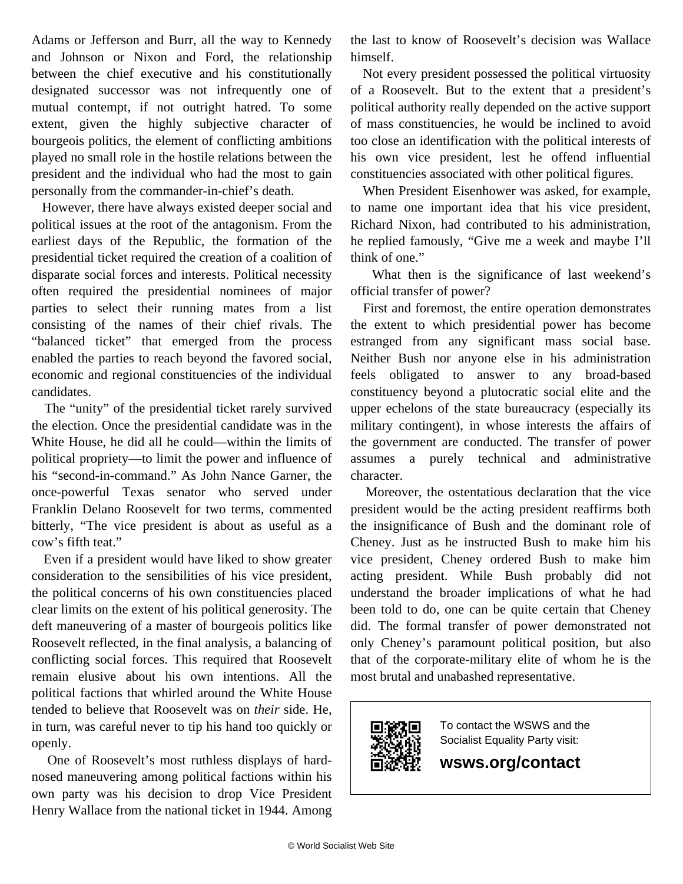Adams or Jefferson and Burr, all the way to Kennedy and Johnson or Nixon and Ford, the relationship between the chief executive and his constitutionally designated successor was not infrequently one of mutual contempt, if not outright hatred. To some extent, given the highly subjective character of bourgeois politics, the element of conflicting ambitions played no small role in the hostile relations between the president and the individual who had the most to gain personally from the commander-in-chief's death.

However, there have always existed deeper social and political issues at the root of the antagonism. From the earliest days of the Republic, the formation of the presidential ticket required the creation of a coalition of disparate social forces and interests. Political necessity often required the presidential nominees of major parties to select their running mates from a list consisting of the names of their chief rivals. The "balanced ticket" that emerged from the process enabled the parties to reach beyond the favored social, economic and regional constituencies of the individual candidates.

The "unity" of the presidential ticket rarely survived the election. Once the presidential candidate was in the White House, he did all he could—within the limits of political propriety—to limit the power and influence of his "second-in-command." As John Nance Garner, the once-powerful Texas senator who served under Franklin Delano Roosevelt for two terms, commented bitterly, "The vice president is about as useful as a cow's fifth teat."

Even if a president would have liked to show greater consideration to the sensibilities of his vice president, the political concerns of his own constituencies placed clear limits on the extent of his political generosity. The deft maneuvering of a master of bourgeois politics like Roosevelt reflected, in the final analysis, a balancing of conflicting social forces. This required that Roosevelt remain elusive about his own intentions. All the political factions that whirled around the White House tended to believe that Roosevelt was on *their* side. He, in turn, was careful never to tip his hand too quickly or openly.

One of Roosevelt's most ruthless displays of hard-nosed maneuvering among political factions within his own party was his decision to drop Vice President Henry Wallace from the national ticket in 1944. Among the last to know of Roosevelt's decision was Wallace himself.

Not every president possessed the political virtuosity of a Roosevelt. But to the extent that a president's political authority really depended on the active support of mass constituencies, he would be inclined to avoid too close an identification with the political interests of his own vice president, lest he offend influential constituencies associated with other political figures.

When President Eisenhower was asked, for example, to name one important idea that his vice president, Richard Nixon, had contributed to his administration, he replied famously, "Give me a week and maybe I'll think of one."

What then is the significance of last weekend's official transfer of power?

First and foremost, the entire operation demonstrates the extent to which presidential power has become estranged from any significant mass social base. Neither Bush nor anyone else in his administration feels obligated to answer to any broad-based constituency beyond a plutocratic social elite and the upper echelons of the state bureaucracy (especially its military contingent), in whose interests the affairs of the government are conducted. The transfer of power assumes a purely technical and administrative character.

Moreover, the ostentatious declaration that the vice president would be the acting president reaffirms both the insignificance of Bush and the dominant role of Cheney. Just as he instructed Bush to make him his vice president, Cheney ordered Bush to make him acting president. While Bush probably did not understand the broader implications of what he had been told to do, one can be quite certain that Cheney did. The formal transfer of power demonstrated not only Cheney's paramount political position, but also that of the corporate-military elite of whom he is the most brutal and unabashed representative.

To contact the WSWS and the Socialist Equality Party visit:

**wsws.org/contact**